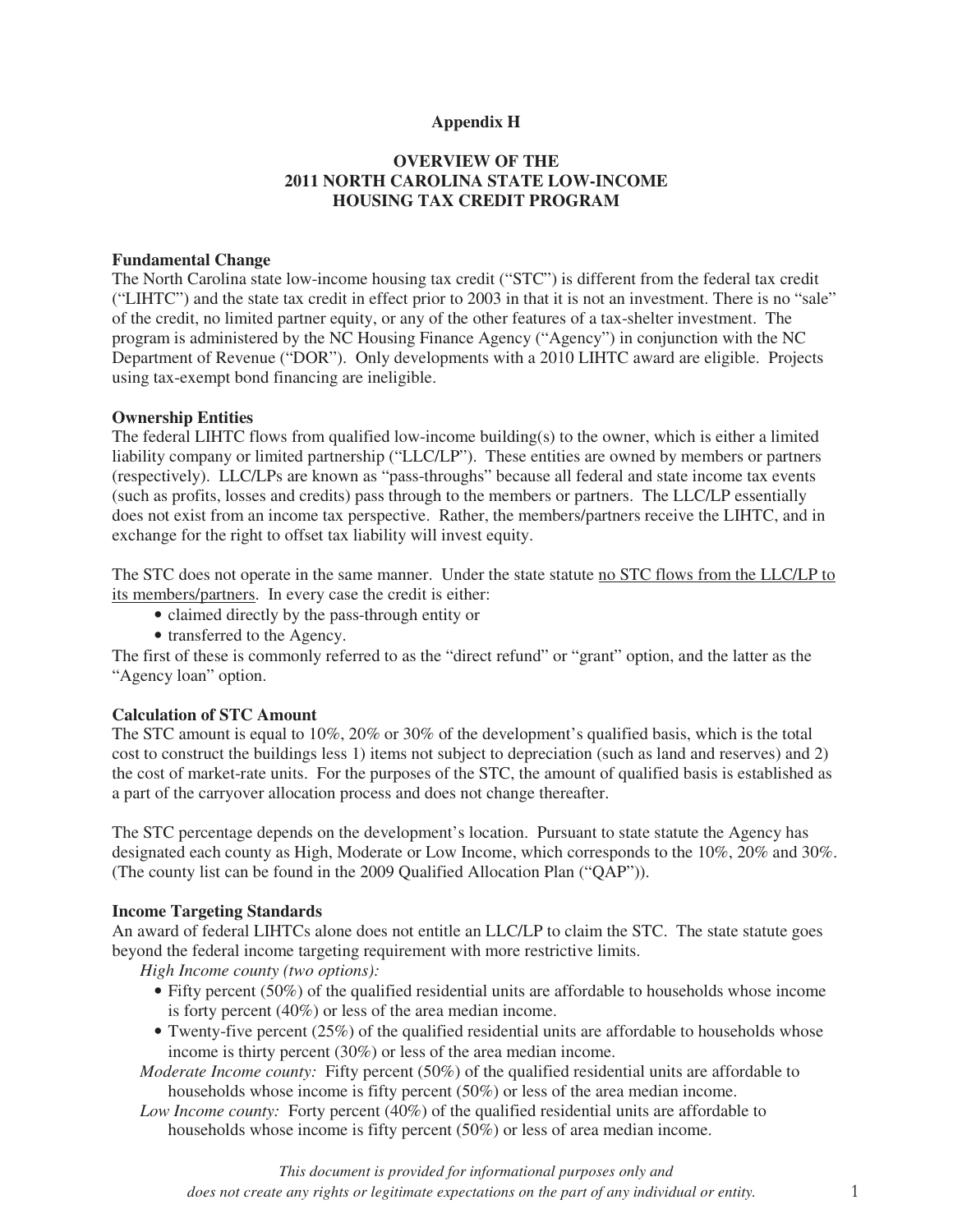**Appendix H**

# OVERVIEW OF THE 2011 NORTH CAROLINA STATE LOW-INCOME HOUSING TAX CREDIT PROGRAM

**Fundamental Change**

The North Carolina state low-income housing tax credit ("STC") is different from the federal tax credit ("LIHTC") and the state tax credit in effect prior to 2003 in that it is not an investment. There is no "sale" of the credit, no limited partner equity, or any of the other features of a tax-shelter investment. The program is administered by the NC Housing Finance Agency ("Agency") in conjunction with the NC Department of Revenue ("DOR"). Only developments with a 2010 LIHTC award are eligible. Projects using tax-exempt bond financing are ineligible.

**Ownership Entities**

The federal LIHTC flows from qualified low-income building(s) to the owner, which is either a limited liability company or limited partnership ("LLC/LP"). These entities are owned by members or partners (respectively). LLC/LPs are known as "pass-throughs" because all federal and state income tax events (such as profits, losses and credits) pass through to the members or partners. The LLC/LP essentially does not exist from an income tax perspective. Rather, the members/partners receive the LIHTC, and in exchange for the right to offset tax liability will invest equity.

The STC does not operate in the same manner. Under the state statute <u>no STC flows from the LLC/LP to its members/partners</u>. In every case the credit is either:

- claimed directly by the pass-through entity or
- transferred to the Agency.

The first of these is commonly referred to as the "direct refund" or "grant" option, and the latter as the "Agency loan" option.

**Calculation of STC Amount**

The STC amount is equal to 10%, 20% or 30% of the development's qualified basis, which is the total cost to construct the buildings less 1) items not subject to depreciation (such as land and reserves) and 2) the cost of market-rate units. For the purposes of the STC, the amount of qualified basis is established as a part of the carryover allocation process and does not change thereafter.

The STC percentage depends on the development's location. Pursuant to state statute the Agency has designated each county as High, Moderate or Low Income, which corresponds to the 10%, 20% and 30%. (The county list can be found in the 2009 Qualified Allocation Plan ("QAP")).

**Income Targeting Standards**

An award of federal LIHTCs alone does not entitle an LLC/LP to claim the STC. The state statute goes beyond the federal income targeting requirement with more restrictive limits.

*High Income county (two options):*

- Fifty percent (50%) of the qualified residential units are affordable to households whose income is forty percent (40%) or less of the area median income.
- Twenty-five percent (25%) of the qualified residential units are affordable to households whose income is thirty percent (30%) or less of the area median income.

*Moderate Income county:* Fifty percent (50%) of the qualified residential units are affordable to households whose income is fifty percent (50%) or less of the area median income.

*Low Income county:* Forty percent (40%) of the qualified residential units are affordable to households whose income is fifty percent (50%) or less of area median income.

*This document is provided for informational purposes only and does not create any rights or legitimate expectations on the part of any individual or entity.*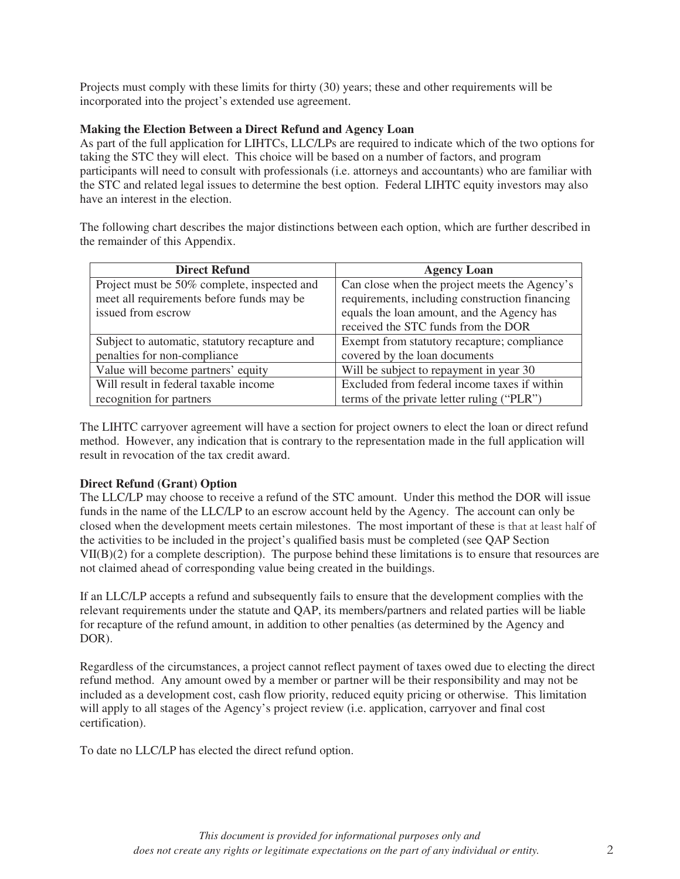Projects must comply with these limits for thirty (30) years; these and other requirements will be incorporated into the project's extended use agreement.

**Making the Election Between a Direct Refund and Agency Loan**

As part of the full application for LIHTCs, LLC/LPs are required to indicate which of the two options for taking the STC they will elect. This choice will be based on a number of factors, and program participants will need to consult with professionals (i.e. attorneys and accountants) who are familiar with the STC and related legal issues to determine the best option. Federal LIHTC equity investors may also have an interest in the election.

The following chart describes the major distinctions between each option, which are further described in the remainder of this Appendix.

| Direct Refund | Agency Loan |
|---|---|
| Project must be 50% complete, inspected and meet all requirements before funds may be issued from escrow | Can close when the project meets the Agency's requirements, including construction financing equals the loan amount, and the Agency has received the STC funds from the DOR |
| Subject to automatic, statutory recapture and penalties for non-compliance | Exempt from statutory recapture; compliance covered by the loan documents |
| Value will become partners' equity | Will be subject to repayment in year 30 |
| Will result in federal taxable income recognition for partners | Excluded from federal income taxes if within terms of the private letter ruling ("PLR") |

The LIHTC carryover agreement will have a section for project owners to elect the loan or direct refund method. However, any indication that is contrary to the representation made in the full application will result in revocation of the tax credit award.

**Direct Refund (Grant) Option**

The LLC/LP may choose to receive a refund of the STC amount. Under this method the DOR will issue funds in the name of the LLC/LP to an escrow account held by the Agency. The account can only be closed when the development meets certain milestones. The most important of these is that at least half of the activities to be included in the project's qualified basis must be completed (see QAP Section VII(B)(2) for a complete description). The purpose behind these limitations is to ensure that resources are not claimed ahead of corresponding value being created in the buildings.

If an LLC/LP accepts a refund and subsequently fails to ensure that the development complies with the relevant requirements under the statute and QAP, its members/partners and related parties will be liable for recapture of the refund amount, in addition to other penalties (as determined by the Agency and DOR).

Regardless of the circumstances, a project cannot reflect payment of taxes owed due to electing the direct refund method. Any amount owed by a member or partner will be their responsibility and may not be included as a development cost, cash flow priority, reduced equity pricing or otherwise. This limitation will apply to all stages of the Agency's project review (i.e. application, carryover and final cost certification).

To date no LLC/LP has elected the direct refund option.

*This document is provided for informational purposes only and does not create any rights or legitimate expectations on the part of any individual or entity.*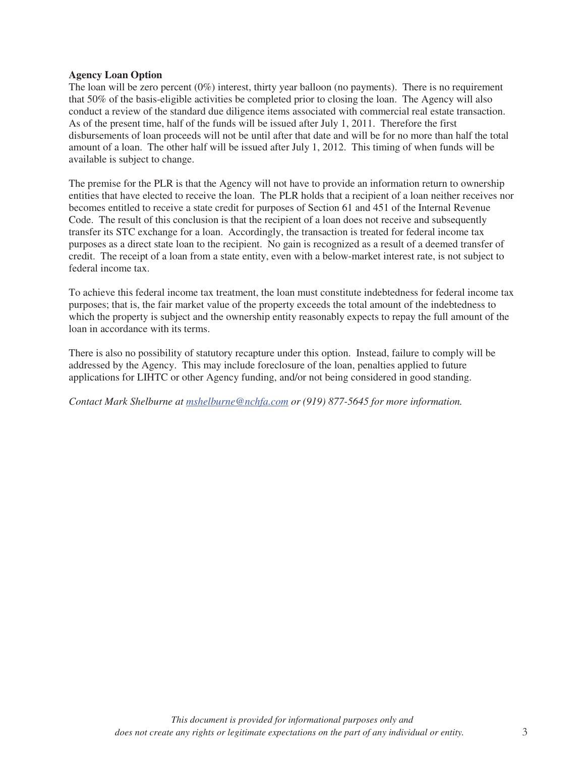**Agency Loan Option**

The loan will be zero percent (0%) interest, thirty year balloon (no payments). There is no requirement that 50% of the basis-eligible activities be completed prior to closing the loan. The Agency will also conduct a review of the standard due diligence items associated with commercial real estate transaction. As of the present time, half of the funds will be issued after July 1, 2011. Therefore the first disbursements of loan proceeds will not be until after that date and will be for no more than half the total amount of a loan. The other half will be issued after July 1, 2012. This timing of when funds will be available is subject to change.

The premise for the PLR is that the Agency will not have to provide an information return to ownership entities that have elected to receive the loan. The PLR holds that a recipient of a loan neither receives nor becomes entitled to receive a state credit for purposes of Section 61 and 451 of the Internal Revenue Code. The result of this conclusion is that the recipient of a loan does not receive and subsequently transfer its STC exchange for a loan. Accordingly, the transaction is treated for federal income tax purposes as a direct state loan to the recipient. No gain is recognized as a result of a deemed transfer of credit. The receipt of a loan from a state entity, even with a below-market interest rate, is not subject to federal income tax.

To achieve this federal income tax treatment, the loan must constitute indebtedness for federal income tax purposes; that is, the fair market value of the property exceeds the total amount of the indebtedness to which the property is subject and the ownership entity reasonably expects to repay the full amount of the loan in accordance with its terms.

There is also no possibility of statutory recapture under this option. Instead, failure to comply will be addressed by the Agency. This may include foreclosure of the loan, penalties applied to future applications for LIHTC or other Agency funding, and/or not being considered in good standing.

*Contact Mark Shelburne at [mshelburne@nchfa.com](mailto:mshelburne@nchfa.com) or (919) 877-5645 for more information.*

*This document is provided for informational purposes only and does not create any rights or legitimate expectations on the part of any individual or entity.*